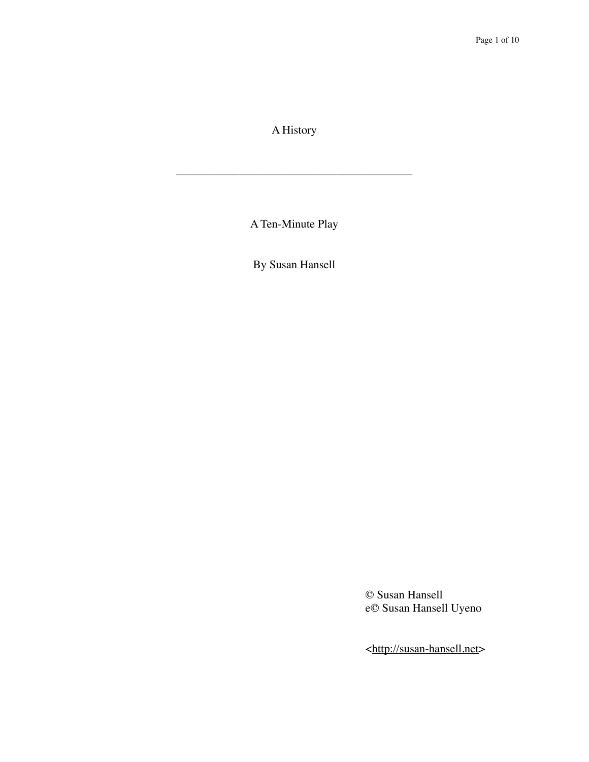# A History

---

A Ten-Minute Play

By Susan Hansell

© Susan Hansell
e© Susan Hansell Uyeno

<http://susan-hansell.net>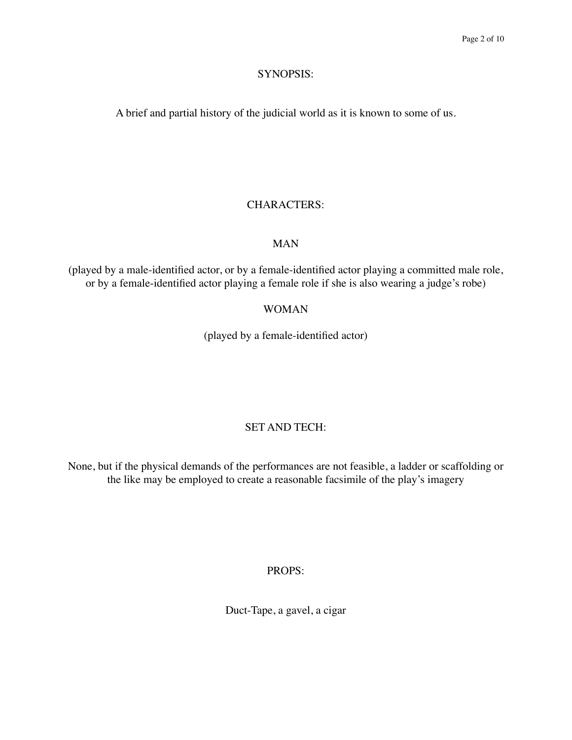## SYNOPSIS:

A brief and partial history of the judicial world as it is known to some of us.

## CHARACTERS:

MAN

(played by a male-identified actor, or by a female-identified actor playing a committed male role, or by a female-identified actor playing a female role if she is also wearing a judge's robe)

WOMAN

(played by a female-identified actor)

## SET AND TECH:

None, but if the physical demands of the performances are not feasible, a ladder or scaffolding or the like may be employed to create a reasonable facsimile of the play's imagery

## PROPS:

Duct-Tape, a gavel, a cigar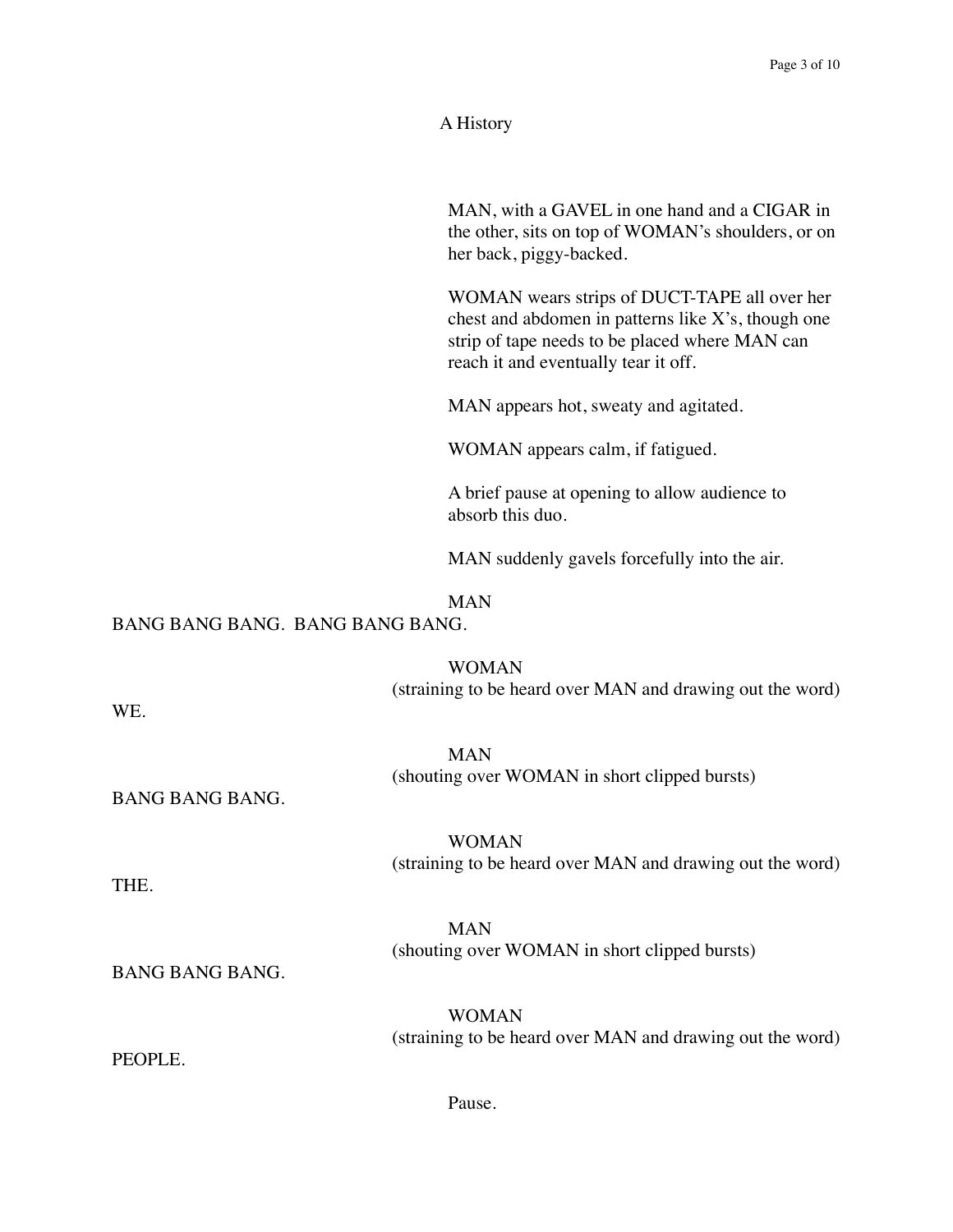## A History

MAN, with a GAVEL in one hand and a CIGAR in the other, sits on top of WOMAN's shoulders, or on her back, piggy-backed.

WOMAN wears strips of DUCT-TAPE all over her chest and abdomen in patterns like X's, though one strip of tape needs to be placed where MAN can reach it and eventually tear it off.

MAN appears hot, sweaty and agitated.

WOMAN appears calm, if fatigued.

A brief pause at opening to allow audience to absorb this duo.

MAN suddenly gavels forcefully into the air.

MAN

BANG BANG BANG. BANG BANG BANG.

WOMAN

(straining to be heard over MAN and drawing out the word)

WE.

MAN

(shouting over WOMAN in short clipped bursts)

BANG BANG BANG.

WOMAN

(straining to be heard over MAN and drawing out the word)

THE.

MAN

(shouting over WOMAN in short clipped bursts)

BANG BANG BANG.

WOMAN

(straining to be heard over MAN and drawing out the word)

PEOPLE.

Pause.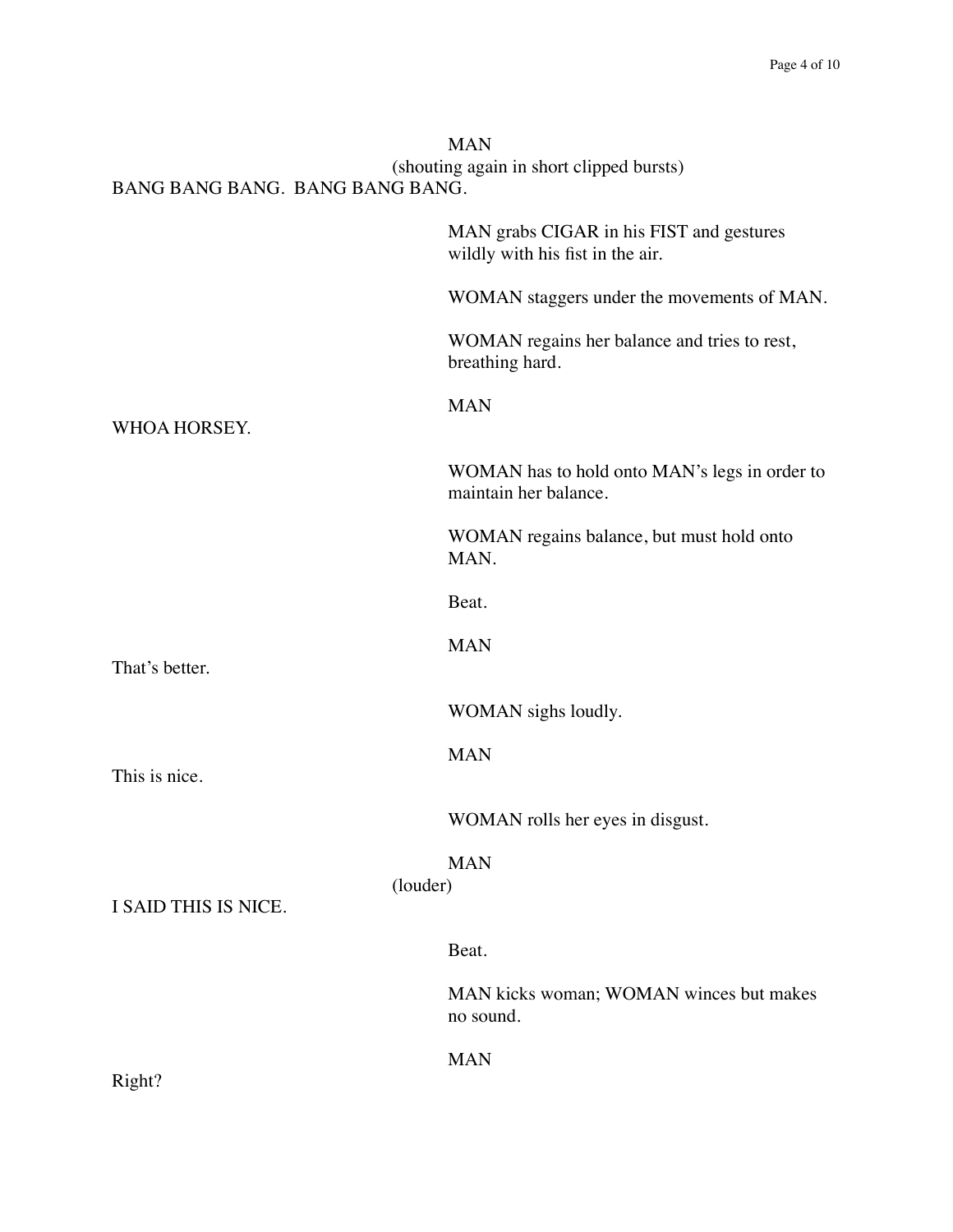MAN
(shouting again in short clipped bursts)
BANG BANG BANG.  BANG BANG BANG.

MAN grabs CIGAR in his FIST and gestures wildly with his fist in the air.

WOMAN staggers under the movements of MAN.

WOMAN regains her balance and tries to rest, breathing hard.

MAN
WHOA HORSEY.

WOMAN has to hold onto MAN's legs in order to maintain her balance.

WOMAN regains balance, but must hold onto MAN.

Beat.

MAN
That's better.

WOMAN sighs loudly.

MAN
This is nice.

WOMAN rolls her eyes in disgust.

MAN
(louder)
I SAID THIS IS NICE.

Beat.

MAN kicks woman; WOMAN winces but makes no sound.

MAN
Right?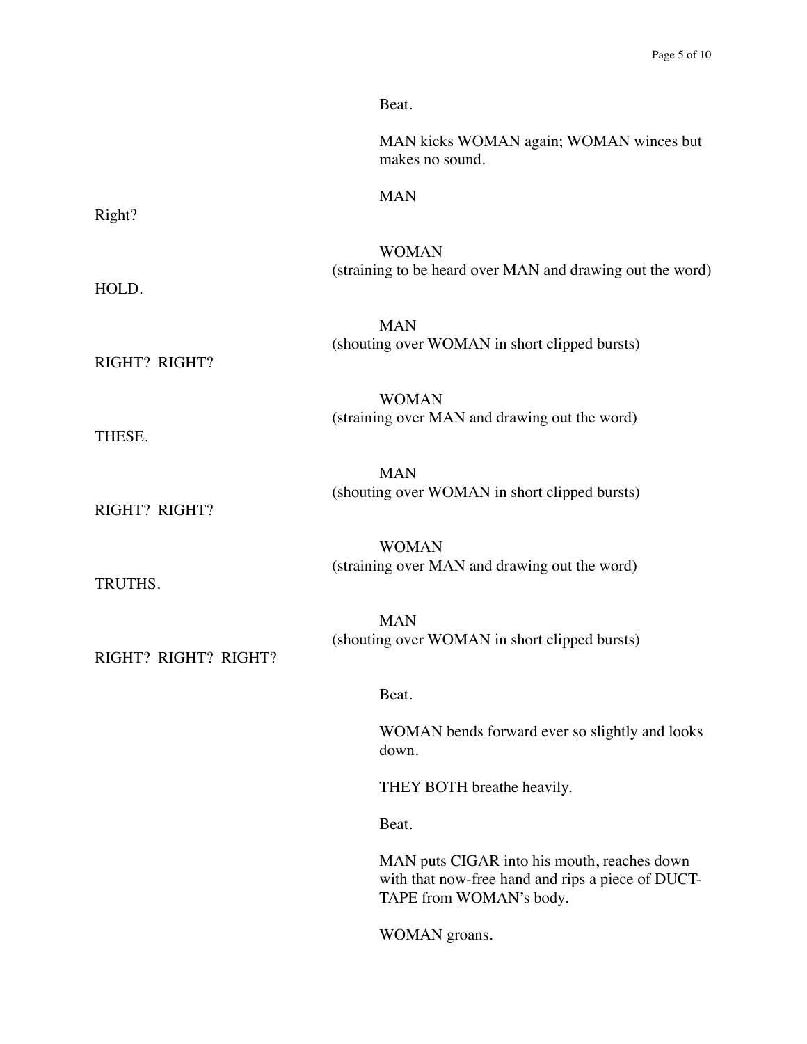Beat.

MAN kicks WOMAN again; WOMAN winces but makes no sound.

MAN

Right?

WOMAN

(straining to be heard over MAN and drawing out the word)

HOLD.

MAN

(shouting over WOMAN in short clipped bursts)

RIGHT? RIGHT?

WOMAN

(straining over MAN and drawing out the word)

THESE.

MAN

(shouting over WOMAN in short clipped bursts)

RIGHT? RIGHT?

WOMAN

(straining over MAN and drawing out the word)

TRUTHS.

MAN

(shouting over WOMAN in short clipped bursts)

RIGHT? RIGHT? RIGHT?

Beat.

WOMAN bends forward ever so slightly and looks down.

THEY BOTH breathe heavily.

Beat.

MAN puts CIGAR into his mouth, reaches down with that now-free hand and rips a piece of DUCT-TAPE from WOMAN's body.

WOMAN groans.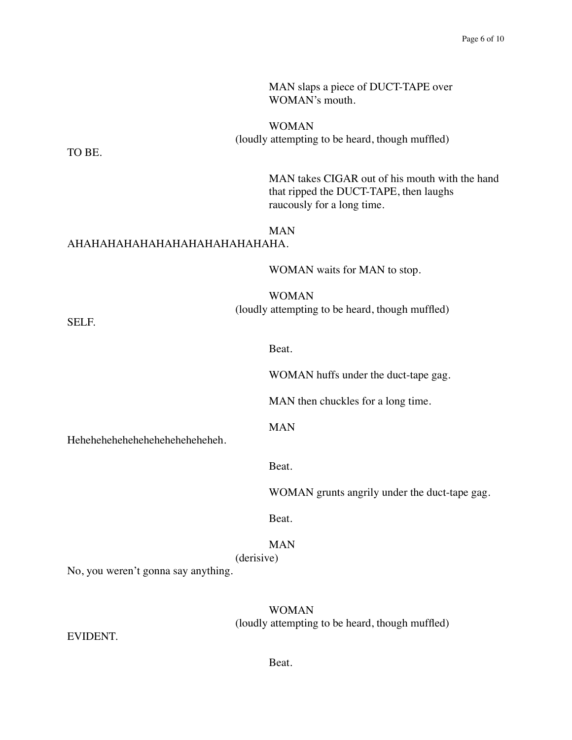MAN slaps a piece of DUCT-TAPE over WOMAN's mouth.

WOMAN
(loudly attempting to be heard, though muffled)
TO BE.

MAN takes CIGAR out of his mouth with the hand that ripped the DUCT-TAPE, then laughs raucously for a long time.

MAN
AHAHAHAHAHAHAHAHAHAHAHAHAHA.

WOMAN waits for MAN to stop.

WOMAN
(loudly attempting to be heard, though muffled)
SELF.

Beat.

WOMAN huffs under the duct-tape gag.

MAN then chuckles for a long time.

MAN
Heheheheheheheheheheheheheh.

Beat.

WOMAN grunts angrily under the duct-tape gag.

Beat.

MAN
(derisive)
No, you weren't gonna say anything.

WOMAN
(loudly attempting to be heard, though muffled)
EVIDENT.

Beat.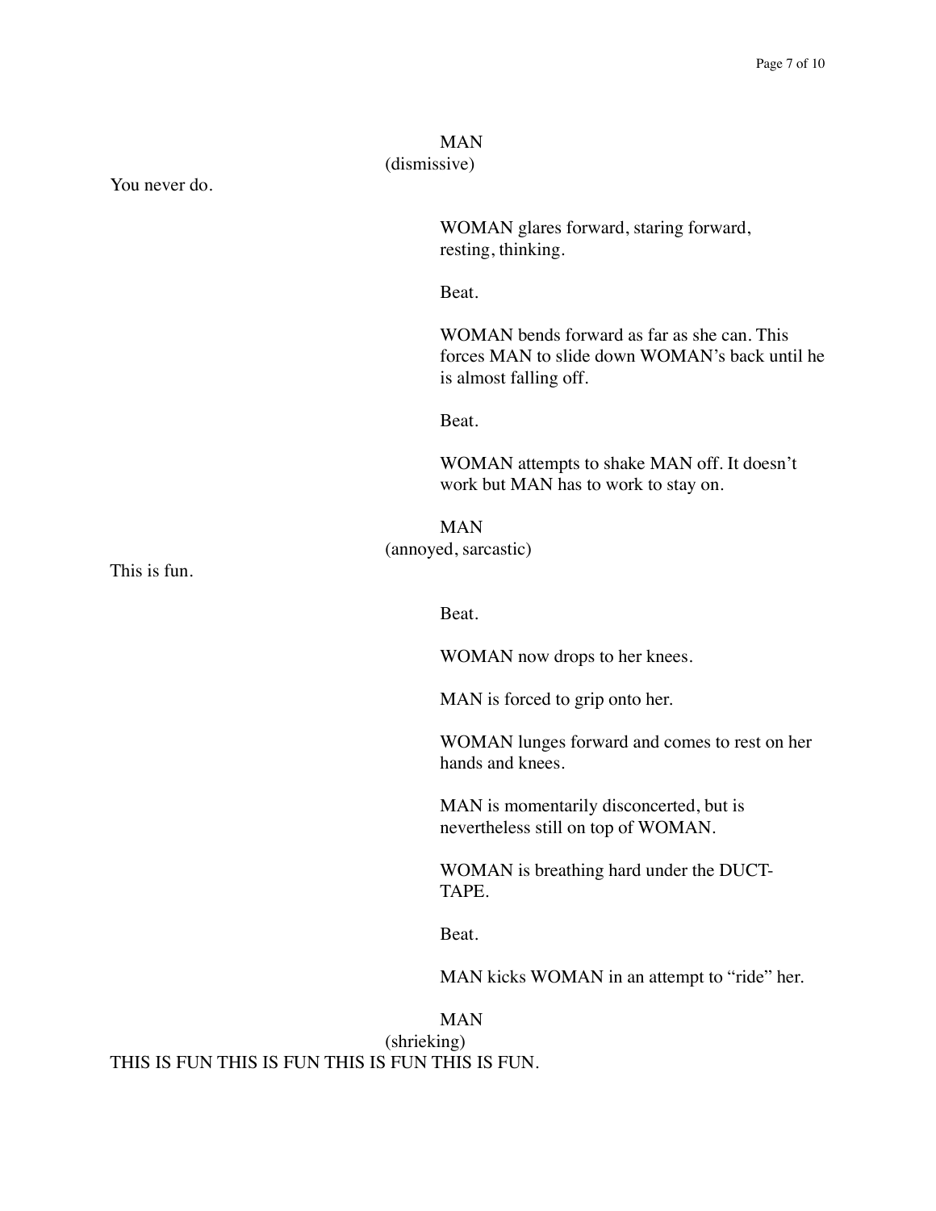MAN
(dismissive)

You never do.

WOMAN glares forward, staring forward, resting, thinking.

Beat.

WOMAN bends forward as far as she can. This forces MAN to slide down WOMAN's back until he is almost falling off.

Beat.

WOMAN attempts to shake MAN off. It doesn't work but MAN has to work to stay on.

MAN
(annoyed, sarcastic)

This is fun.

Beat.

WOMAN now drops to her knees.

MAN is forced to grip onto her.

WOMAN lunges forward and comes to rest on her hands and knees.

MAN is momentarily disconcerted, but is nevertheless still on top of WOMAN.

WOMAN is breathing hard under the DUCT-TAPE.

Beat.

MAN kicks WOMAN in an attempt to "ride" her.

MAN
(shrieking)

THIS IS FUN THIS IS FUN THIS IS FUN THIS IS FUN.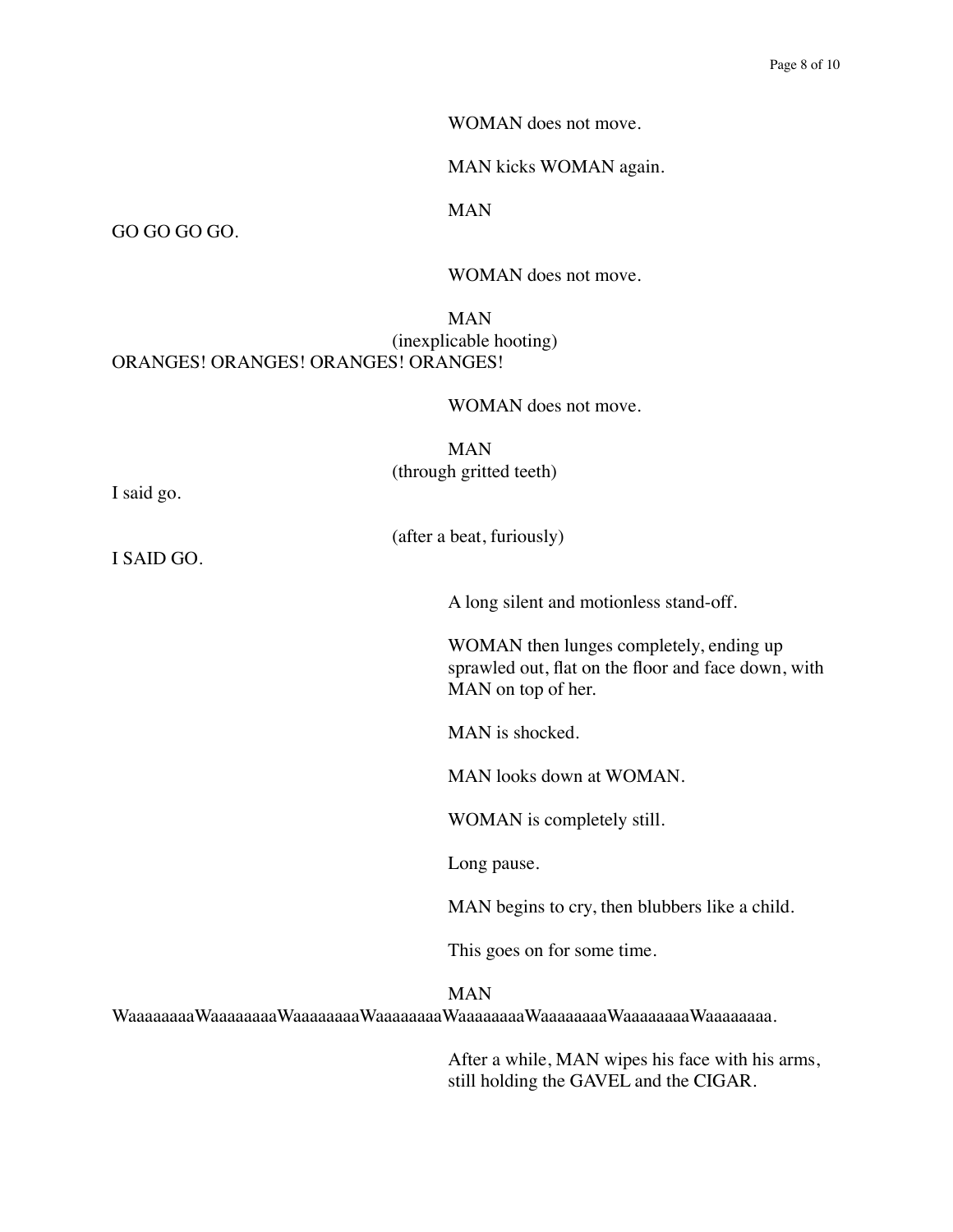WOMAN does not move.

MAN kicks WOMAN again.

MAN

GO GO GO GO.

WOMAN does not move.

MAN

(inexplicable hooting)

ORANGES! ORANGES! ORANGES! ORANGES!

WOMAN does not move.

MAN

(through gritted teeth)

I said go.

(after a beat, furiously)

I SAID GO.

A long silent and motionless stand-off.

WOMAN then lunges completely, ending up sprawled out, flat on the floor and face down, with MAN on top of her.

MAN is shocked.

MAN looks down at WOMAN.

WOMAN is completely still.

Long pause.

MAN begins to cry, then blubbers like a child.

This goes on for some time.

MAN

WaaaaaaaaWaaaaaaaaWaaaaaaaaWaaaaaaaaWaaaaaaaaWaaaaaaaaWaaaaaaaaWaaaaaaaa.

After a while, MAN wipes his face with his arms, still holding the GAVEL and the CIGAR.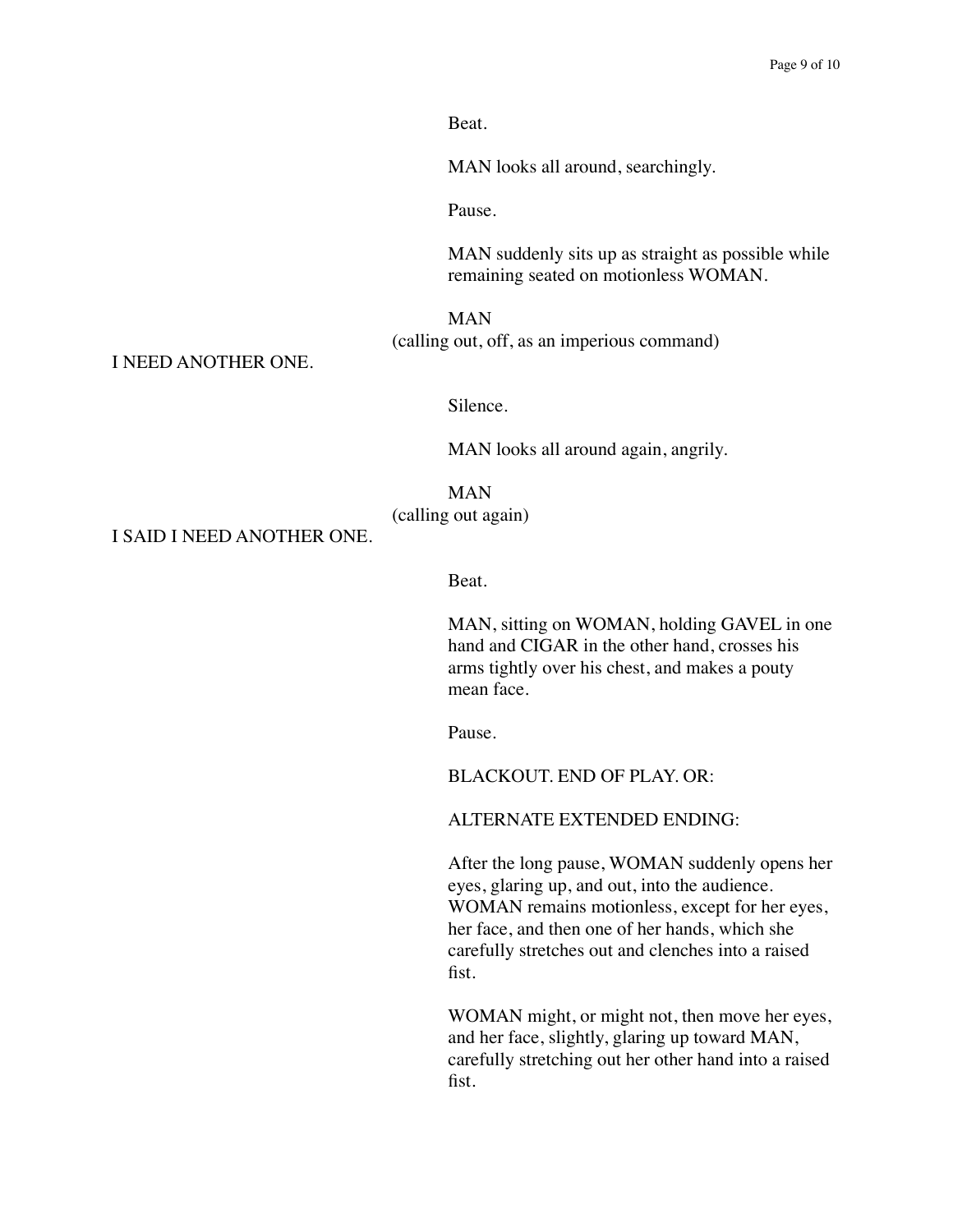Beat.

MAN looks all around, searchingly.

Pause.

MAN suddenly sits up as straight as possible while remaining seated on motionless WOMAN.

MAN
(calling out, off, as an imperious command)
I NEED ANOTHER ONE.

Silence.

MAN looks all around again, angrily.

MAN
(calling out again)
I SAID I NEED ANOTHER ONE.

Beat.

MAN, sitting on WOMAN, holding GAVEL in one hand and CIGAR in the other hand, crosses his arms tightly over his chest, and makes a pouty mean face.

Pause.

BLACKOUT. END OF PLAY. OR:

ALTERNATE EXTENDED ENDING:

After the long pause, WOMAN suddenly opens her eyes, glaring up, and out, into the audience. WOMAN remains motionless, except for her eyes, her face, and then one of her hands, which she carefully stretches out and clenches into a raised fist.

WOMAN might, or might not, then move her eyes, and her face, slightly, glaring up toward MAN, carefully stretching out her other hand into a raised fist.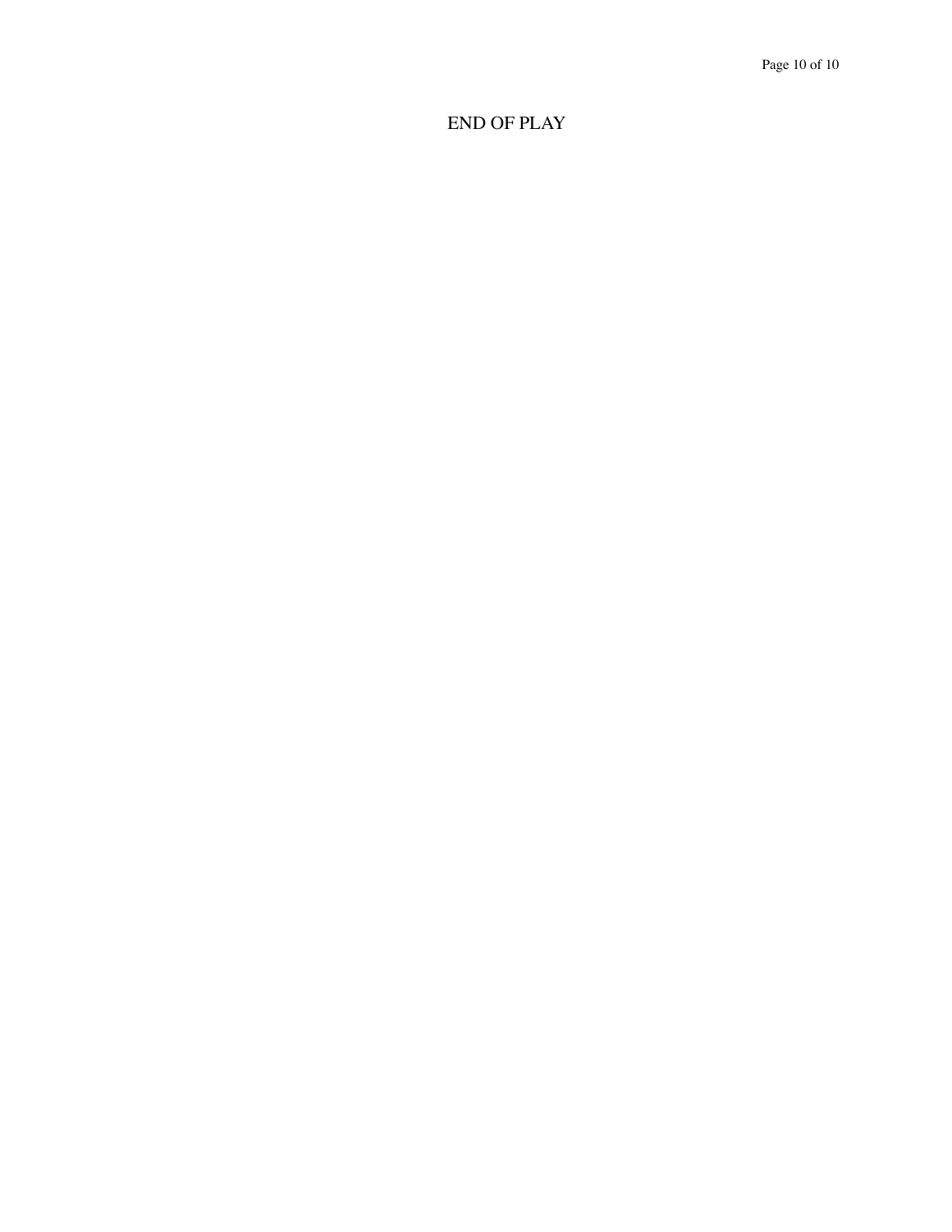END OF PLAY